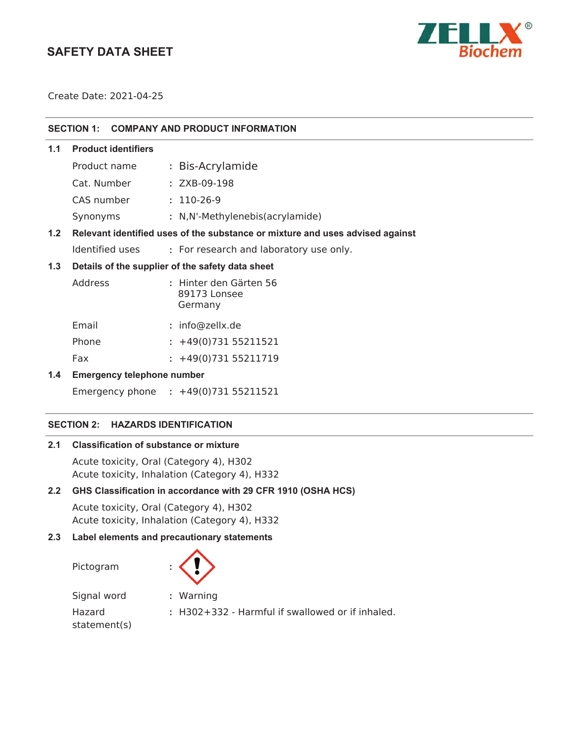# SAFETY DATA SHEET

ZELLX® Biochem

Create Date: 2021-04-25

## SECTION 1: COMPANY AND PRODUCT INFORMATION

### 1.1 Product identifiers

| | | |
|---|---|---|
| Product name | : | Bis-Acrylamide |
| Cat. Number | : | ZXB-09-198 |
| CAS number | : | 110-26-9 |
| Synonyms | : | N,N'-Methylenebis(acrylamide) |

### 1.2 Relevant identified uses of the substance or mixture and uses advised against

| | | |
|---|---|---|
| Identified uses | : | For research and laboratory use only. |

### 1.3 Details of the supplier of the safety data sheet

| | | |
|---|---|---|
| Address | : | Hinter den Gärten 56<br>89173 Lonsee<br>Germany |
| Email | : | info@zellx.de |
| Phone | : | +49(0)731 55211521 |
| Fax | : | +49(0)731 55211719 |

### 1.4 Emergency telephone number

| | | |
|---|---|---|
| Emergency phone | : | +49(0)731 55211521 |

## SECTION 2: HAZARDS IDENTIFICATION

### 2.1 Classification of substance or mixture

Acute toxicity, Oral (Category 4), H302
Acute toxicity, Inhalation (Category 4), H332

### 2.2 GHS Classification in accordance with 29 CFR 1910 (OSHA HCS)

Acute toxicity, Oral (Category 4), H302
Acute toxicity, Inhalation (Category 4), H332

### 2.3 Label elements and precautionary statements

| | | |
|---|---|---|
| Pictogram | : | |
| Signal word | : | Warning |
| Hazard statement(s) | : | H302+332 - Harmful if swallowed or if inhaled. |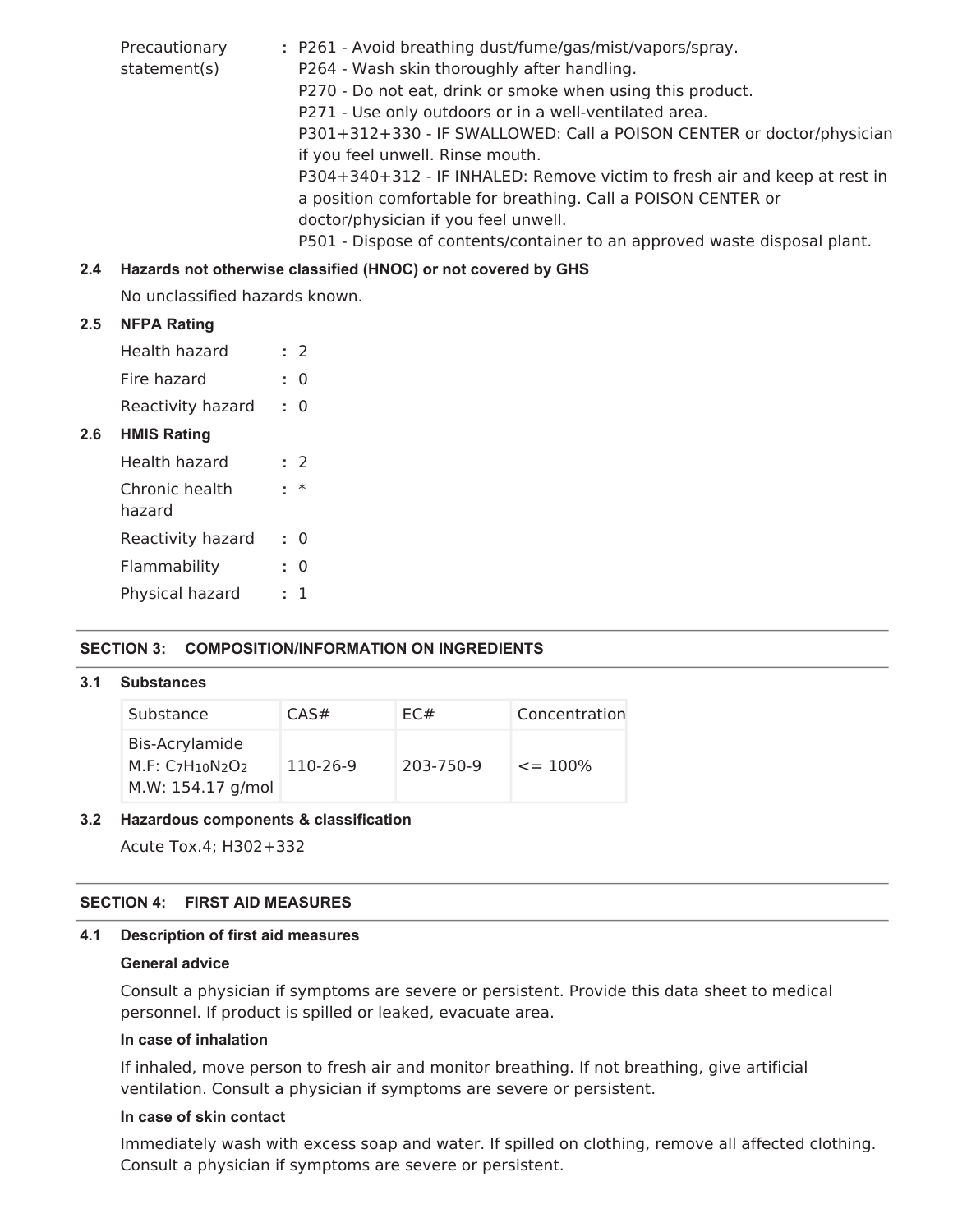Precautionary statement(s) : P261 - Avoid breathing dust/fume/gas/mist/vapors/spray.
P264 - Wash skin thoroughly after handling.
P270 - Do not eat, drink or smoke when using this product.
P271 - Use only outdoors or in a well-ventilated area.
P301+312+330 - IF SWALLOWED: Call a POISON CENTER or doctor/physician if you feel unwell. Rinse mouth.
P304+340+312 - IF INHALED: Remove victim to fresh air and keep at rest in a position comfortable for breathing. Call a POISON CENTER or doctor/physician if you feel unwell.
P501 - Dispose of contents/container to an approved waste disposal plant.

**2.4 Hazards not otherwise classified (HNOC) or not covered by GHS**

No unclassified hazards known.

**2.5 NFPA Rating**

Health hazard : 2
Fire hazard : 0
Reactivity hazard : 0

**2.6 HMIS Rating**

Health hazard : 2
Chronic health hazard : *
Reactivity hazard : 0
Flammability : 0
Physical hazard : 1

## SECTION 3: COMPOSITION/INFORMATION ON INGREDIENTS

**3.1 Substances**

| Substance | CAS# | EC# | Concentration |
|---|---|---|---|
| Bis-Acrylamide<br>M.F: $C_7H_{10}N_2O_2$<br>M.W: 154.17 g/mol | 110-26-9 | 203-750-9 | <= 100% |

**3.2 Hazardous components & classification**

Acute Tox.4; H302+332

## SECTION 4: FIRST AID MEASURES

**4.1 Description of first aid measures**

**General advice**

Consult a physician if symptoms are severe or persistent. Provide this data sheet to medical personnel. If product is spilled or leaked, evacuate area.

**In case of inhalation**

If inhaled, move person to fresh air and monitor breathing. If not breathing, give artificial ventilation. Consult a physician if symptoms are severe or persistent.

**In case of skin contact**

Immediately wash with excess soap and water. If spilled on clothing, remove all affected clothing. Consult a physician if symptoms are severe or persistent.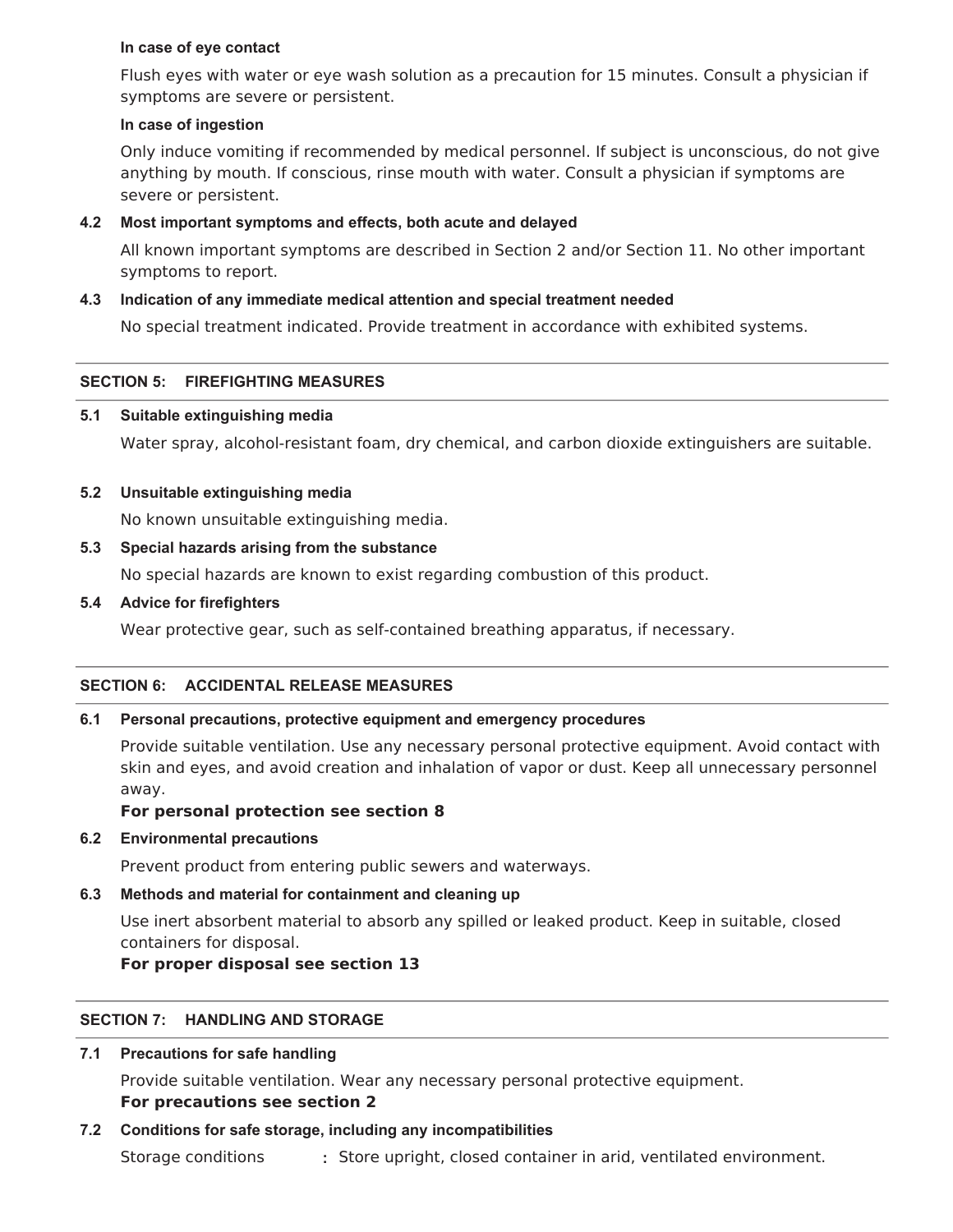**In case of eye contact**

Flush eyes with water or eye wash solution as a precaution for 15 minutes. Consult a physician if symptoms are severe or persistent.

**In case of ingestion**

Only induce vomiting if recommended by medical personnel. If subject is unconscious, do not give anything by mouth. If conscious, rinse mouth with water. Consult a physician if symptoms are severe or persistent.

### 4.2 Most important symptoms and effects, both acute and delayed

All known important symptoms are described in Section 2 and/or Section 11. No other important symptoms to report.

### 4.3 Indication of any immediate medical attention and special treatment needed

No special treatment indicated. Provide treatment in accordance with exhibited systems.

## SECTION 5: FIREFIGHTING MEASURES

### 5.1 Suitable extinguishing media

Water spray, alcohol-resistant foam, dry chemical, and carbon dioxide extinguishers are suitable.

### 5.2 Unsuitable extinguishing media

No known unsuitable extinguishing media.

### 5.3 Special hazards arising from the substance

No special hazards are known to exist regarding combustion of this product.

### 5.4 Advice for firefighters

Wear protective gear, such as self-contained breathing apparatus, if necessary.

## SECTION 6: ACCIDENTAL RELEASE MEASURES

### 6.1 Personal precautions, protective equipment and emergency procedures

Provide suitable ventilation. Use any necessary personal protective equipment. Avoid contact with skin and eyes, and avoid creation and inhalation of vapor or dust. Keep all unnecessary personnel away.

**For personal protection see section 8**

### 6.2 Environmental precautions

Prevent product from entering public sewers and waterways.

### 6.3 Methods and material for containment and cleaning up

Use inert absorbent material to absorb any spilled or leaked product. Keep in suitable, closed containers for disposal.

**For proper disposal see section 13**

## SECTION 7: HANDLING AND STORAGE

### 7.1 Precautions for safe handling

Provide suitable ventilation. Wear any necessary personal protective equipment.

**For precautions see section 2**

### 7.2 Conditions for safe storage, including any incompatibilities

Storage conditions : Store upright, closed container in arid, ventilated environment.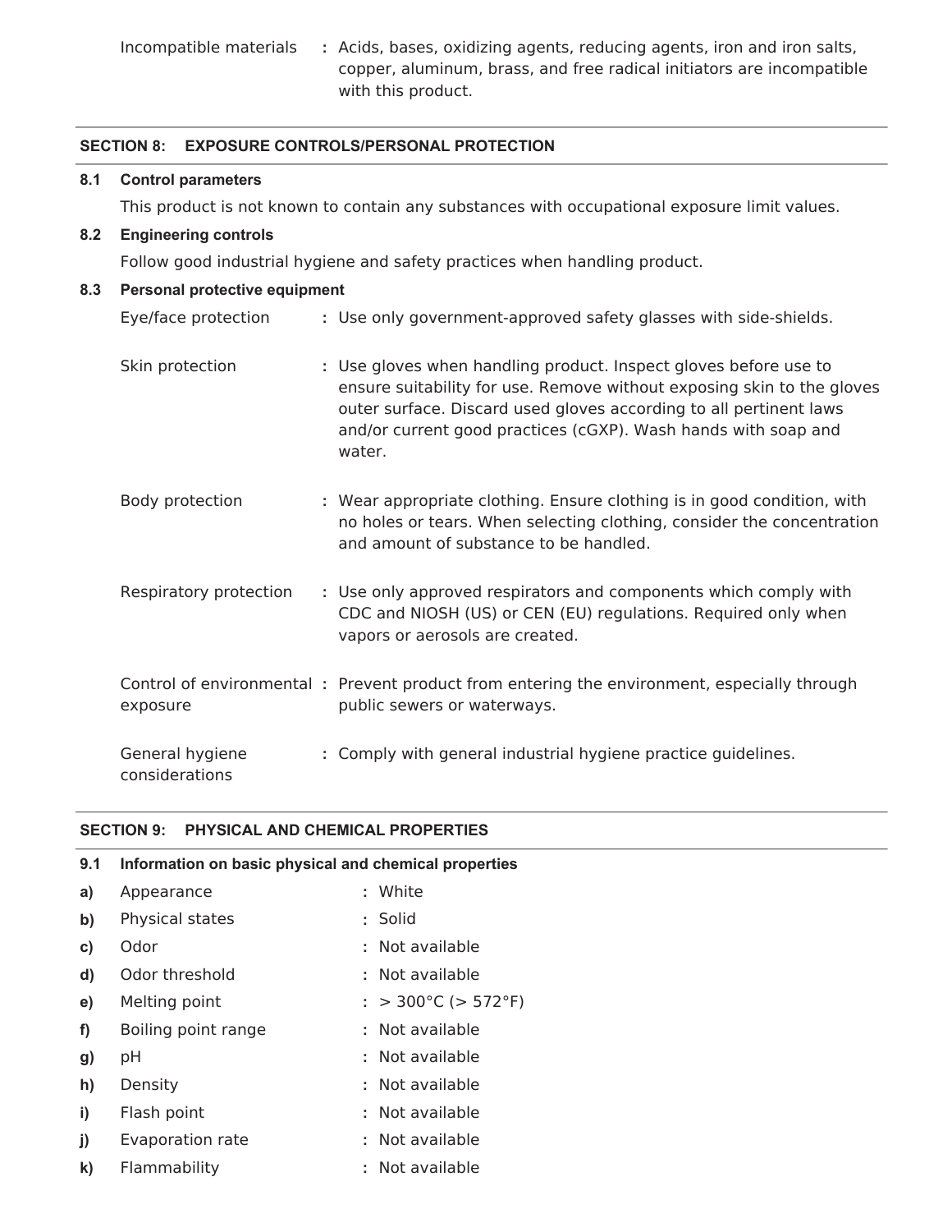| | | |
|---|---|---|
| Incompatible materials | : | Acids, bases, oxidizing agents, reducing agents, iron and iron salts, copper, aluminum, brass, and free radical initiators are incompatible with this product. |

## SECTION 8: EXPOSURE CONTROLS/PERSONAL PROTECTION

### 8.1 Control parameters

This product is not known to contain any substances with occupational exposure limit values.

### 8.2 Engineering controls

Follow good industrial hygiene and safety practices when handling product.

### 8.3 Personal protective equipment

| | | |
|---|---|---|
| Eye/face protection | : | Use only government-approved safety glasses with side-shields. |
| Skin protection | : | Use gloves when handling product. Inspect gloves before use to ensure suitability for use. Remove without exposing skin to the gloves outer surface. Discard used gloves according to all pertinent laws and/or current good practices (cGXP). Wash hands with soap and water. |
| Body protection | : | Wear appropriate clothing. Ensure clothing is in good condition, with no holes or tears. When selecting clothing, consider the concentration and amount of substance to be handled. |
| Respiratory protection | : | Use only approved respirators and components which comply with CDC and NIOSH (US) or CEN (EU) regulations. Required only when vapors or aerosols are created. |
| Control of environmental exposure | : | Prevent product from entering the environment, especially through public sewers or waterways. |
| General hygiene considerations | : | Comply with general industrial hygiene practice guidelines. |

## SECTION 9: PHYSICAL AND CHEMICAL PROPERTIES

### 9.1 Information on basic physical and chemical properties

| | | | |
|---|---|---|---|
| **a)** | Appearance | : | White |
| **b)** | Physical states | : | Solid |
| **c)** | Odor | : | Not available |
| **d)** | Odor threshold | : | Not available |
| **e)** | Melting point | : | > 300°C (> 572°F) |
| **f)** | Boiling point range | : | Not available |
| **g)** | pH | : | Not available |
| **h)** | Density | : | Not available |
| **i)** | Flash point | : | Not available |
| **j)** | Evaporation rate | : | Not available |
| **k)** | Flammability | : | Not available |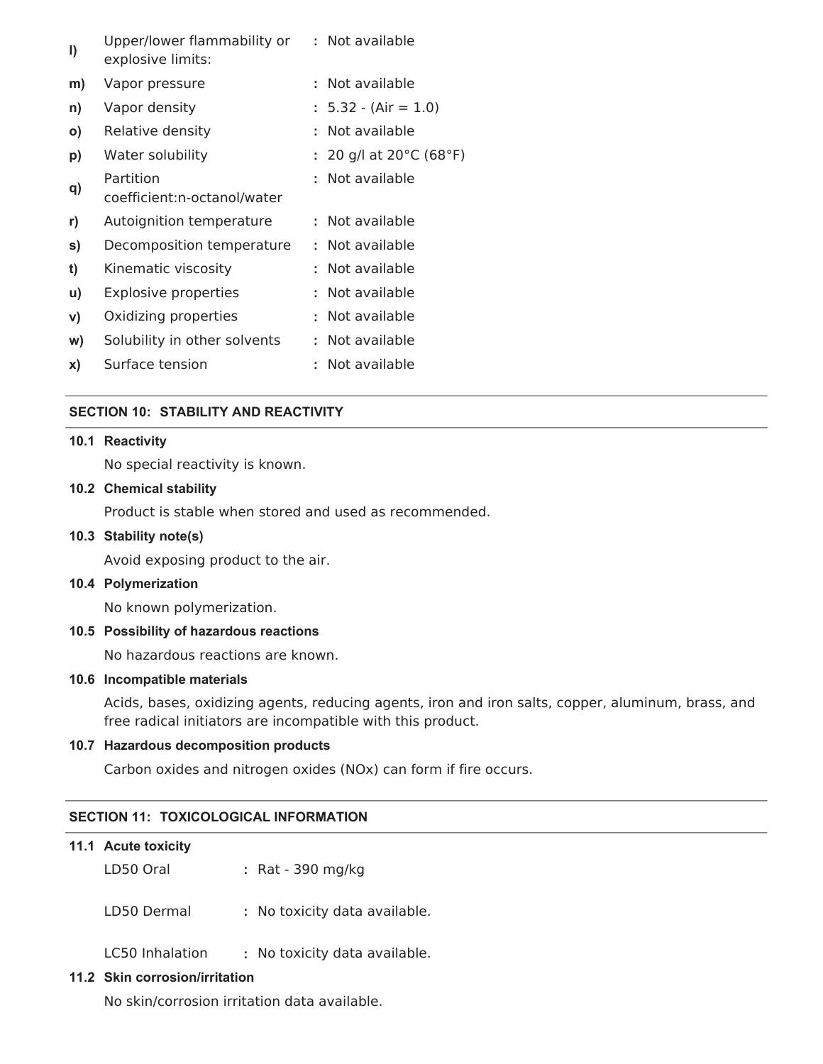| | | |
|---|---|---|
| **l)** | Upper/lower flammability or explosive limits: | : Not available |
| **m)** | Vapor pressure | : Not available |
| **n)** | Vapor density | : 5.32 - (Air = 1.0) |
| **o)** | Relative density | : Not available |
| **p)** | Water solubility | : 20 g/l at 20°C (68°F) |
| **q)** | Partition coefficient:n-octanol/water | : Not available |
| **r)** | Autoignition temperature | : Not available |
| **s)** | Decomposition temperature | : Not available |
| **t)** | Kinematic viscosity | : Not available |
| **u)** | Explosive properties | : Not available |
| **v)** | Oxidizing properties | : Not available |
| **w)** | Solubility in other solvents | : Not available |
| **x)** | Surface tension | : Not available |

## SECTION 10: STABILITY AND REACTIVITY

**10.1 Reactivity**

No special reactivity is known.

**10.2 Chemical stability**

Product is stable when stored and used as recommended.

**10.3 Stability note(s)**

Avoid exposing product to the air.

**10.4 Polymerization**

No known polymerization.

**10.5 Possibility of hazardous reactions**

No hazardous reactions are known.

**10.6 Incompatible materials**

Acids, bases, oxidizing agents, reducing agents, iron and iron salts, copper, aluminum, brass, and free radical initiators are incompatible with this product.

**10.7 Hazardous decomposition products**

Carbon oxides and nitrogen oxides (NOx) can form if fire occurs.

## SECTION 11: TOXICOLOGICAL INFORMATION

**11.1 Acute toxicity**

| | |
|---|---|
| LD50 Oral | : Rat - 390 mg/kg |
| LD50 Dermal | : No toxicity data available. |
| LC50 Inhalation | : No toxicity data available. |

**11.2 Skin corrosion/irritation**

No skin/corrosion irritation data available.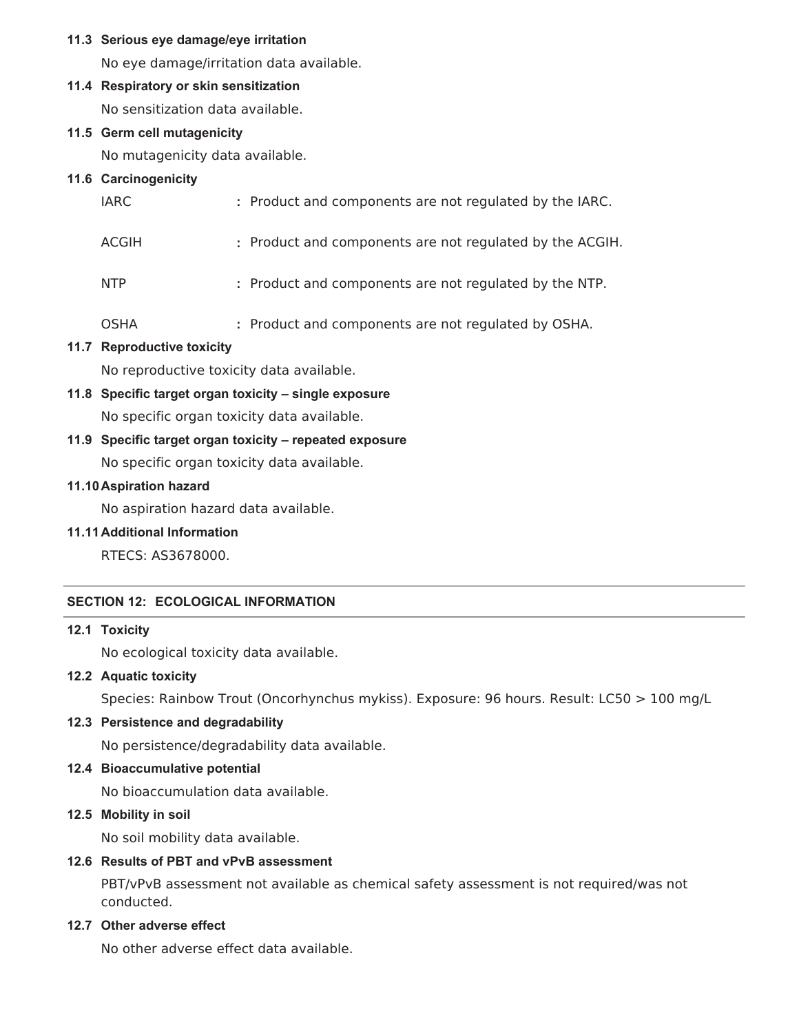**11.3 Serious eye damage/eye irritation**

No eye damage/irritation data available.

**11.4 Respiratory or skin sensitization**

No sensitization data available.

**11.5 Germ cell mutagenicity**

No mutagenicity data available.

**11.6 Carcinogenicity**

| | |
|---|---|
| IARC | : Product and components are not regulated by the IARC. |
| ACGIH | : Product and components are not regulated by the ACGIH. |
| NTP | : Product and components are not regulated by the NTP. |
| OSHA | : Product and components are not regulated by OSHA. |

**11.7 Reproductive toxicity**

No reproductive toxicity data available.

**11.8 Specific target organ toxicity – single exposure**

No specific organ toxicity data available.

**11.9 Specific target organ toxicity – repeated exposure**

No specific organ toxicity data available.

**11.10 Aspiration hazard**

No aspiration hazard data available.

**11.11 Additional Information**

RTECS: AS3678000.

## SECTION 12: ECOLOGICAL INFORMATION

**12.1 Toxicity**

No ecological toxicity data available.

**12.2 Aquatic toxicity**

Species: Rainbow Trout (Oncorhynchus mykiss). Exposure: 96 hours. Result: LC50 > 100 mg/L

**12.3 Persistence and degradability**

No persistence/degradability data available.

**12.4 Bioaccumulative potential**

No bioaccumulation data available.

**12.5 Mobility in soil**

No soil mobility data available.

**12.6 Results of PBT and vPvB assessment**

PBT/vPvB assessment not available as chemical safety assessment is not required/was not conducted.

**12.7 Other adverse effect**

No other adverse effect data available.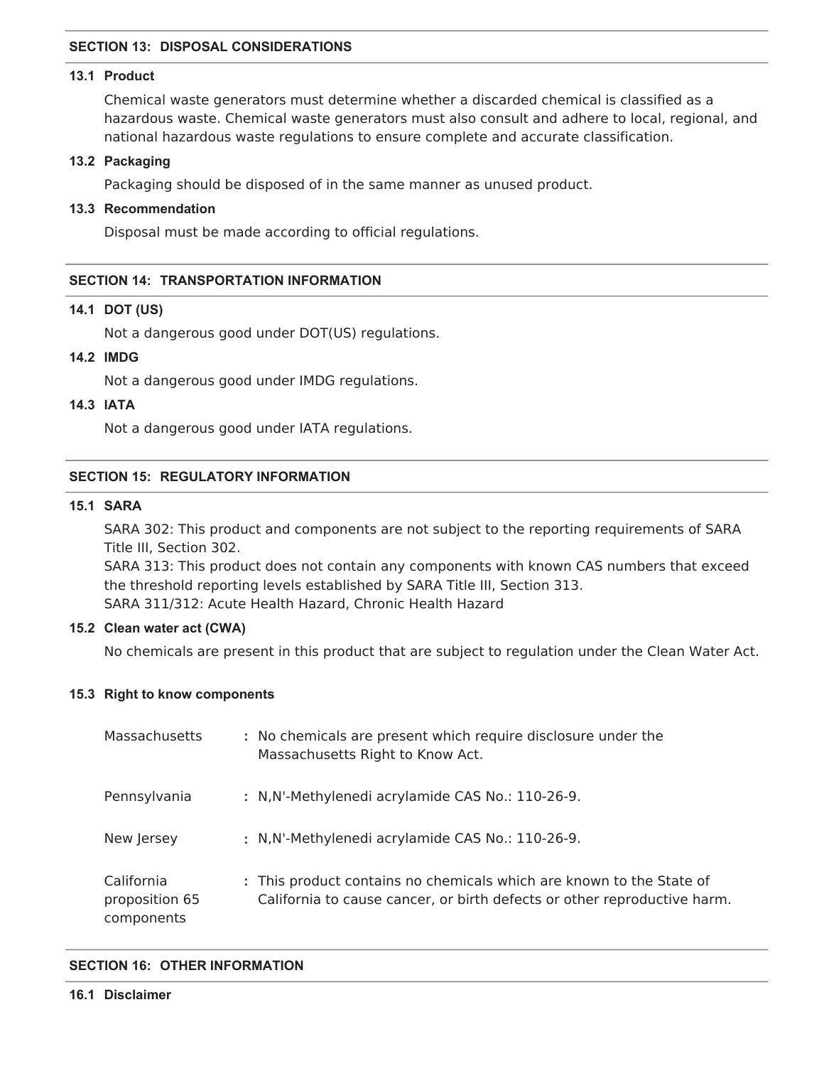## SECTION 13: DISPOSAL CONSIDERATIONS

### 13.1 Product

Chemical waste generators must determine whether a discarded chemical is classified as a hazardous waste. Chemical waste generators must also consult and adhere to local, regional, and national hazardous waste regulations to ensure complete and accurate classification.

### 13.2 Packaging

Packaging should be disposed of in the same manner as unused product.

### 13.3 Recommendation

Disposal must be made according to official regulations.

## SECTION 14: TRANSPORTATION INFORMATION

### 14.1 DOT (US)

Not a dangerous good under DOT(US) regulations.

### 14.2 IMDG

Not a dangerous good under IMDG regulations.

### 14.3 IATA

Not a dangerous good under IATA regulations.

## SECTION 15: REGULATORY INFORMATION

### 15.1 SARA

SARA 302: This product and components are not subject to the reporting requirements of SARA Title III, Section 302.
SARA 313: This product does not contain any components with known CAS numbers that exceed the threshold reporting levels established by SARA Title III, Section 313.
SARA 311/312: Acute Health Hazard, Chronic Health Hazard

### 15.2 Clean water act (CWA)

No chemicals are present in this product that are subject to regulation under the Clean Water Act.

### 15.3 Right to know components

| | |
|---|---|
| Massachusetts | : No chemicals are present which require disclosure under the Massachusetts Right to Know Act. |
| Pennsylvania | : N,N'-Methylenedi acrylamide CAS No.: 110-26-9. |
| New Jersey | : N,N'-Methylenedi acrylamide CAS No.: 110-26-9. |
| California proposition 65 components | : This product contains no chemicals which are known to the State of California to cause cancer, or birth defects or other reproductive harm. |

## SECTION 16: OTHER INFORMATION

### 16.1 Disclaimer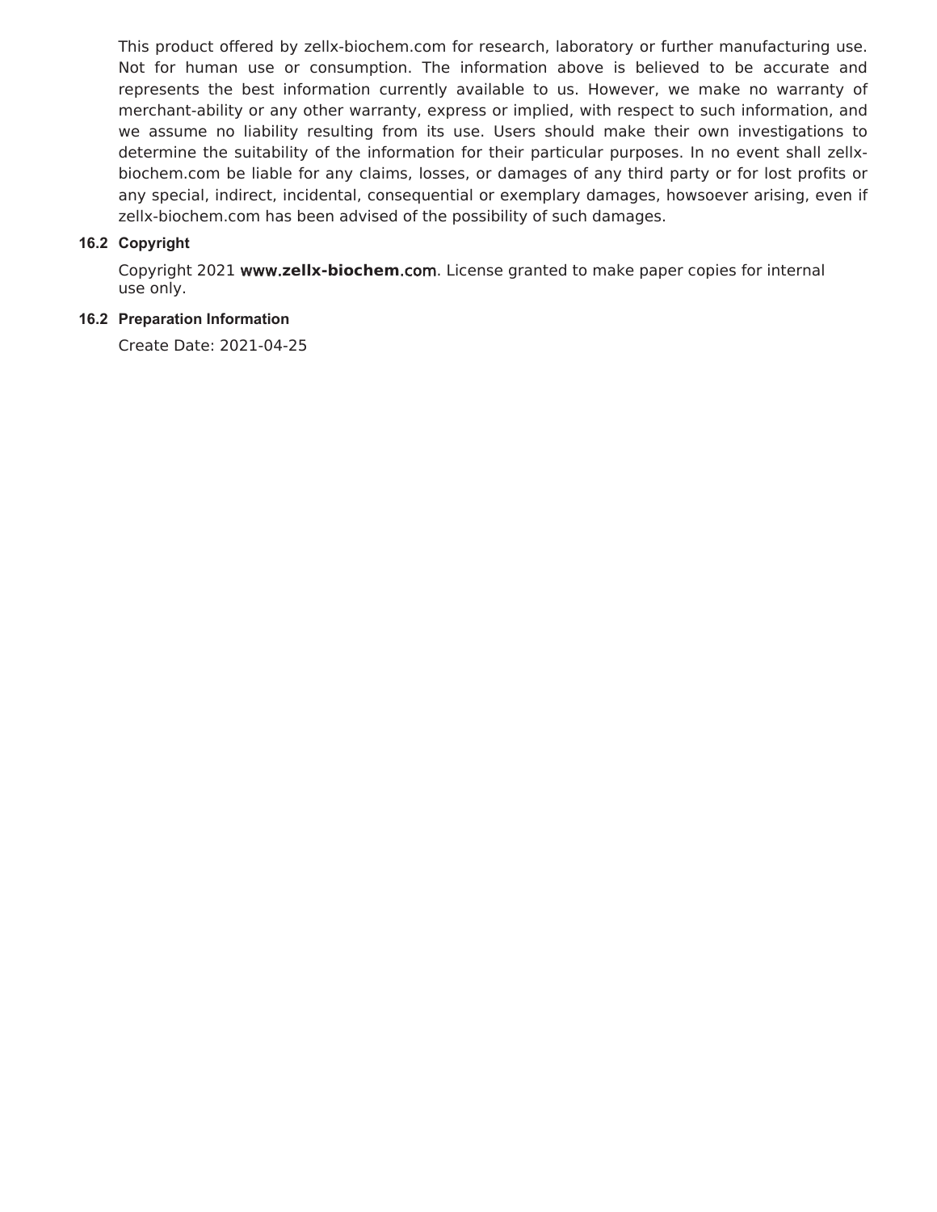This product offered by zellx-biochem.com for research, laboratory or further manufacturing use. Not for human use or consumption. The information above is believed to be accurate and represents the best information currently available to us. However, we make no warranty of merchant-ability or any other warranty, express or implied, with respect to such information, and we assume no liability resulting from its use. Users should make their own investigations to determine the suitability of the information for their particular purposes. In no event shall zellx-biochem.com be liable for any claims, losses, or damages of any third party or for lost profits or any special, indirect, incidental, consequential or exemplary damages, howsoever arising, even if zellx-biochem.com has been advised of the possibility of such damages.

### 16.2 Copyright

Copyright 2021 www.**zellx-biochem**.com. License granted to make paper copies for internal use only.

### 16.2 Preparation Information

Create Date: 2021-04-25